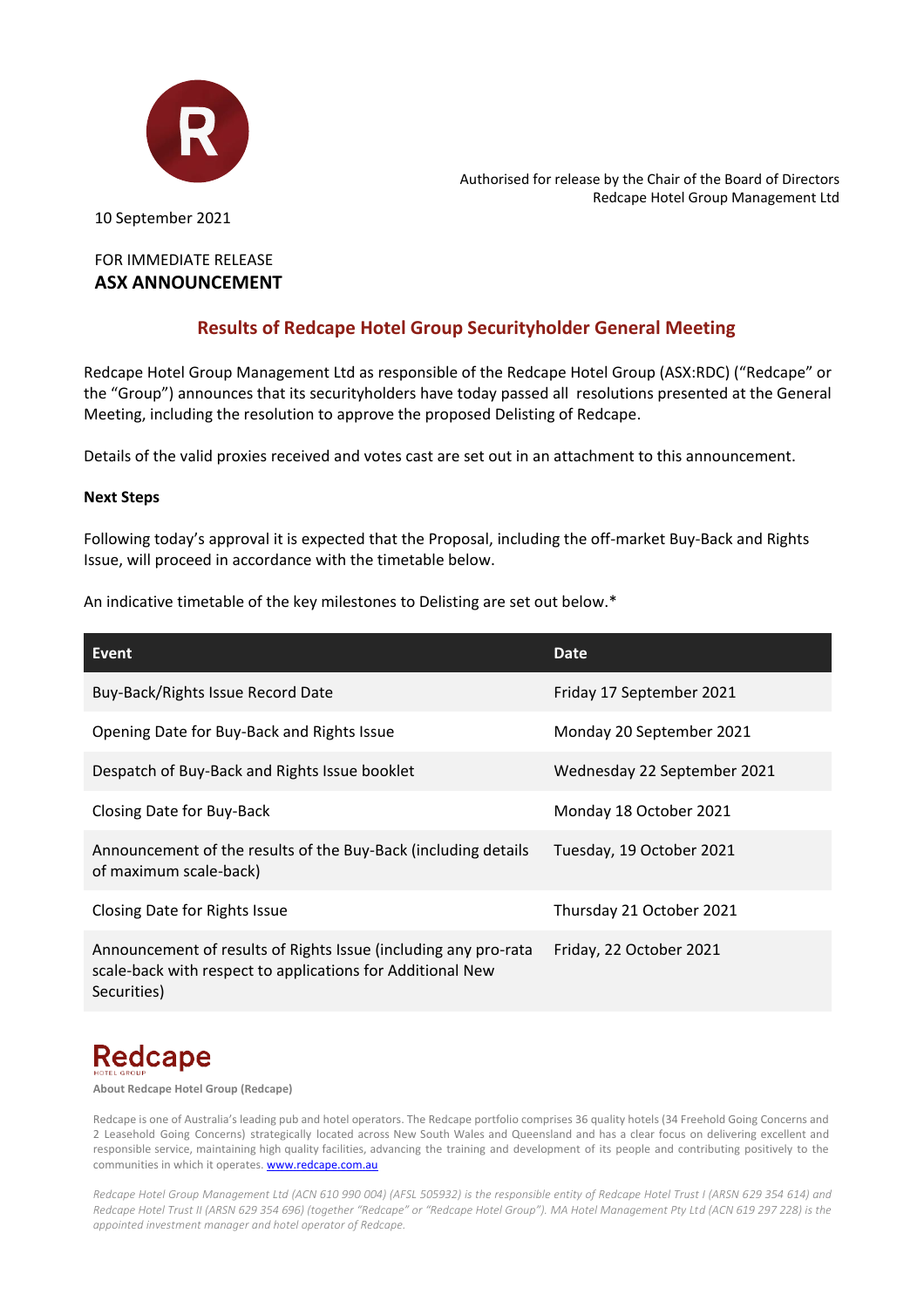Authorised for release by the Chair of the Board of Directors
Redcape Hotel Group Management Ltd

10 September 2021

FOR IMMEDIATE RELEASE
**ASX ANNOUNCEMENT**

## Results of Redcape Hotel Group Securityholder General Meeting

Redcape Hotel Group Management Ltd as responsible of the Redcape Hotel Group (ASX:RDC) ("Redcape" or the "Group") announces that its securityholders have today passed all resolutions presented at the General Meeting, including the resolution to approve the proposed Delisting of Redcape.

Details of the valid proxies received and votes cast are set out in an attachment to this announcement.

**Next Steps**

Following today's approval it is expected that the Proposal, including the off-market Buy-Back and Rights Issue, will proceed in accordance with the timetable below.

An indicative timetable of the key milestones to Delisting are set out below.*

| Event | Date |
|---|---|
| Buy-Back/Rights Issue Record Date | Friday 17 September 2021 |
| Opening Date for Buy-Back and Rights Issue | Monday 20 September 2021 |
| Despatch of Buy-Back and Rights Issue booklet | Wednesday 22 September 2021 |
| Closing Date for Buy-Back | Monday 18 October 2021 |
| Announcement of the results of the Buy-Back (including details of maximum scale-back) | Tuesday, 19 October 2021 |
| Closing Date for Rights Issue | Thursday 21 October 2021 |
| Announcement of results of Rights Issue (including any pro-rata scale-back with respect to applications for Additional New Securities) | Friday, 22 October 2021 |

Redcape
HOTEL GROUP

**About Redcape Hotel Group (Redcape)**

Redcape is one of Australia's leading pub and hotel operators. The Redcape portfolio comprises 36 quality hotels (34 Freehold Going Concerns and 2 Leasehold Going Concerns) strategically located across New South Wales and Queensland and has a clear focus on delivering excellent and responsible service, maintaining high quality facilities, advancing the training and development of its people and contributing positively to the communities in which it operates. www.redcape.com.au

*Redcape Hotel Group Management Ltd (ACN 610 990 004) (AFSL 505932) is the responsible entity of Redcape Hotel Trust I (ARSN 629 354 614) and Redcape Hotel Trust II (ARSN 629 354 696) (together "Redcape" or "Redcape Hotel Group"). MA Hotel Management Pty Ltd (ACN 619 297 228) is the appointed investment manager and hotel operator of Redcape.*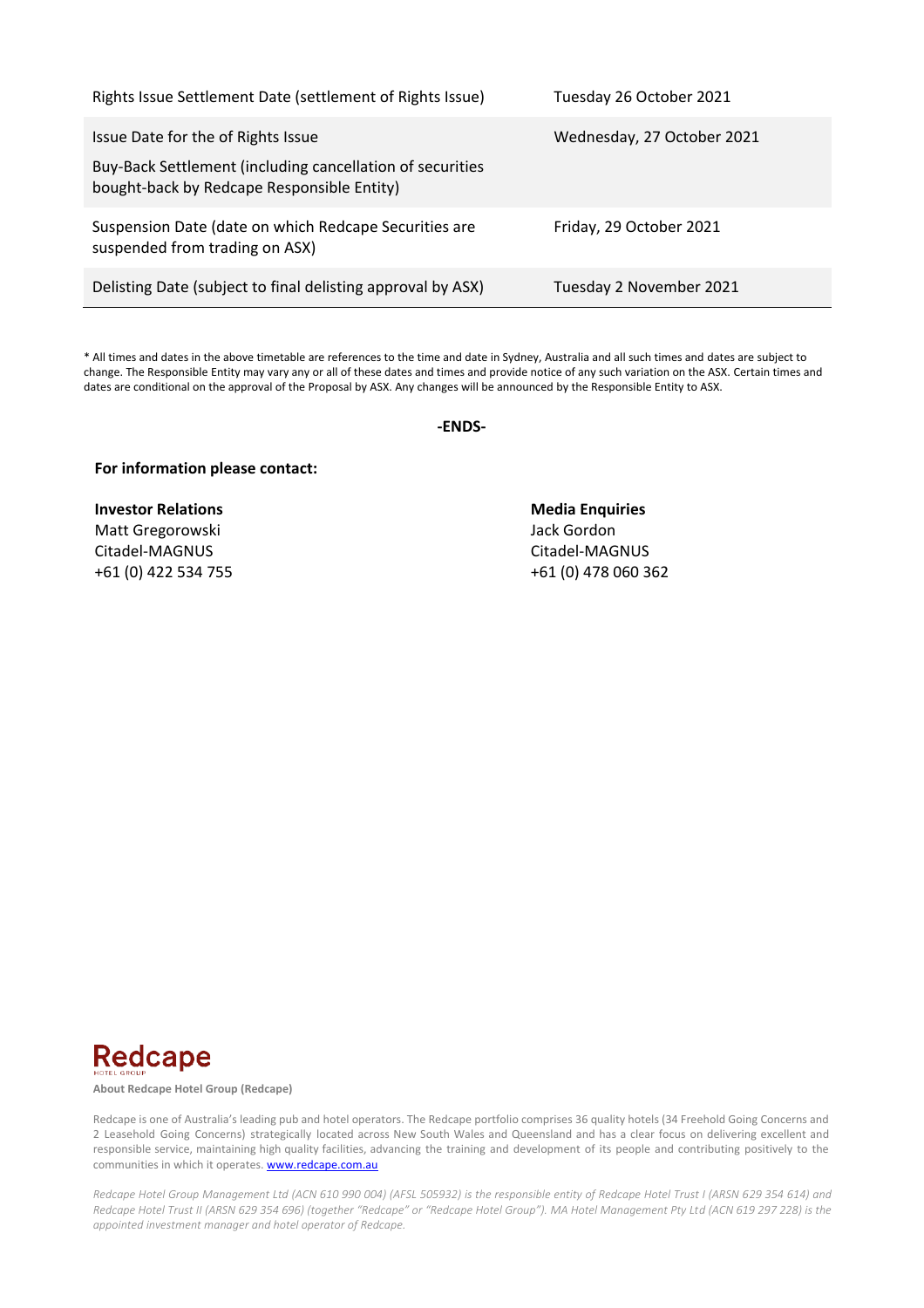| | |
|---|---|
| Rights Issue Settlement Date (settlement of Rights Issue) | Tuesday 26 October 2021 |
| Issue Date for the of Rights Issue<br><br>Buy-Back Settlement (including cancellation of securities bought-back by Redcape Responsible Entity) | Wednesday, 27 October 2021 |
| Suspension Date (date on which Redcape Securities are suspended from trading on ASX) | Friday, 29 October 2021 |
| Delisting Date (subject to final delisting approval by ASX) | Tuesday 2 November 2021 |

* All times and dates in the above timetable are references to the time and date in Sydney, Australia and all such times and dates are subject to change. The Responsible Entity may vary any or all of these dates and times and provide notice of any such variation on the ASX. Certain times and dates are conditional on the approval of the Proposal by ASX. Any changes will be announced by the Responsible Entity to ASX.

**-ENDS-**

**For information please contact:**

**Investor Relations**
Matt Gregorowski
Citadel-MAGNUS
+61 (0) 422 534 755

**Media Enquiries**
Jack Gordon
Citadel-MAGNUS
+61 (0) 478 060 362

Redcape
HOTEL GROUP

**About Redcape Hotel Group (Redcape)**

Redcape is one of Australia's leading pub and hotel operators. The Redcape portfolio comprises 36 quality hotels (34 Freehold Going Concerns and 2 Leasehold Going Concerns) strategically located across New South Wales and Queensland and has a clear focus on delivering excellent and responsible service, maintaining high quality facilities, advancing the training and development of its people and contributing positively to the communities in which it operates. www.redcape.com.au

*Redcape Hotel Group Management Ltd (ACN 610 990 004) (AFSL 505932) is the responsible entity of Redcape Hotel Trust I (ARSN 629 354 614) and Redcape Hotel Trust II (ARSN 629 354 696) (together "Redcape" or "Redcape Hotel Group"). MA Hotel Management Pty Ltd (ACN 619 297 228) is the appointed investment manager and hotel operator of Redcape.*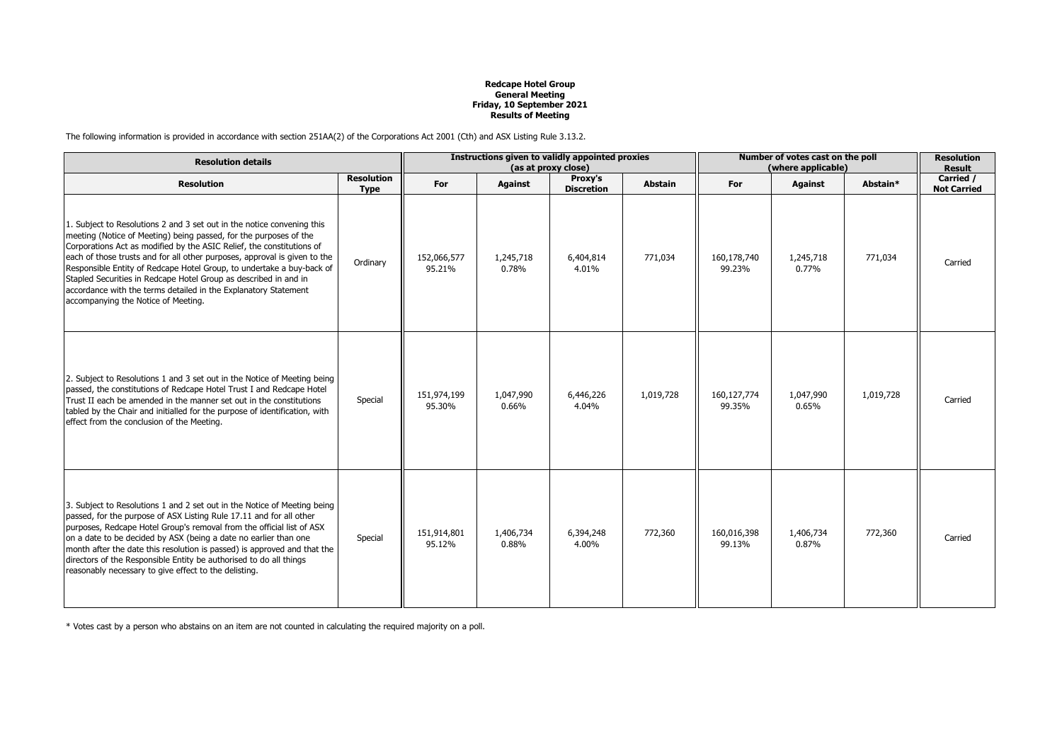**Redcape Hotel Group**
**General Meeting**
**Friday, 10 September 2021**
**Results of Meeting**

The following information is provided in accordance with section 251AA(2) of the Corporations Act 2001 (Cth) and ASX Listing Rule 3.13.2.

| Resolution details | | Instructions given to validly appointed proxies (as at proxy close) | | | | Number of votes cast on the poll (where applicable) | | | Resolution Result |
|---|---|---|---|---|---|---|---|---|---|
| **Resolution** | **Resolution Type** | **For** | **Against** | **Proxy's Discretion** | **Abstain** | **For** | **Against** | **Abstain*** | **Carried / Not Carried** |
| 1. Subject to Resolutions 2 and 3 set out in the notice convening this meeting (Notice of Meeting) being passed, for the purposes of the Corporations Act as modified by the ASIC Relief, the constitutions of each of those trusts and for all other purposes, approval is given to the Responsible Entity of Redcape Hotel Group, to undertake a buy-back of Stapled Securities in Redcape Hotel Group as described in and in accordance with the terms detailed in the Explanatory Statement accompanying the Notice of Meeting. | Ordinary | 152,066,577 95.21% | 1,245,718 0.78% | 6,404,814 4.01% | 771,034 | 160,178,740 99.23% | 1,245,718 0.77% | 771,034 | Carried |
| 2. Subject to Resolutions 1 and 3 set out in the Notice of Meeting being passed, the constitutions of Redcape Hotel Trust I and Redcape Hotel Trust II each be amended in the manner set out in the constitutions tabled by the Chair and initialled for the purpose of identification, with effect from the conclusion of the Meeting. | Special | 151,974,199 95.30% | 1,047,990 0.66% | 6,446,226 4.04% | 1,019,728 | 160,127,774 99.35% | 1,047,990 0.65% | 1,019,728 | Carried |
| 3. Subject to Resolutions 1 and 2 set out in the Notice of Meeting being passed, for the purpose of ASX Listing Rule 17.11 and for all other purposes, Redcape Hotel Group's removal from the official list of ASX on a date to be decided by ASX (being a date no earlier than one month after the date this resolution is passed) is approved and that the directors of the Responsible Entity be authorised to do all things reasonably necessary to give effect to the delisting. | Special | 151,914,801 95.12% | 1,406,734 0.88% | 6,394,248 4.00% | 772,360 | 160,016,398 99.13% | 1,406,734 0.87% | 772,360 | Carried |

* Votes cast by a person who abstains on an item are not counted in calculating the required majority on a poll.